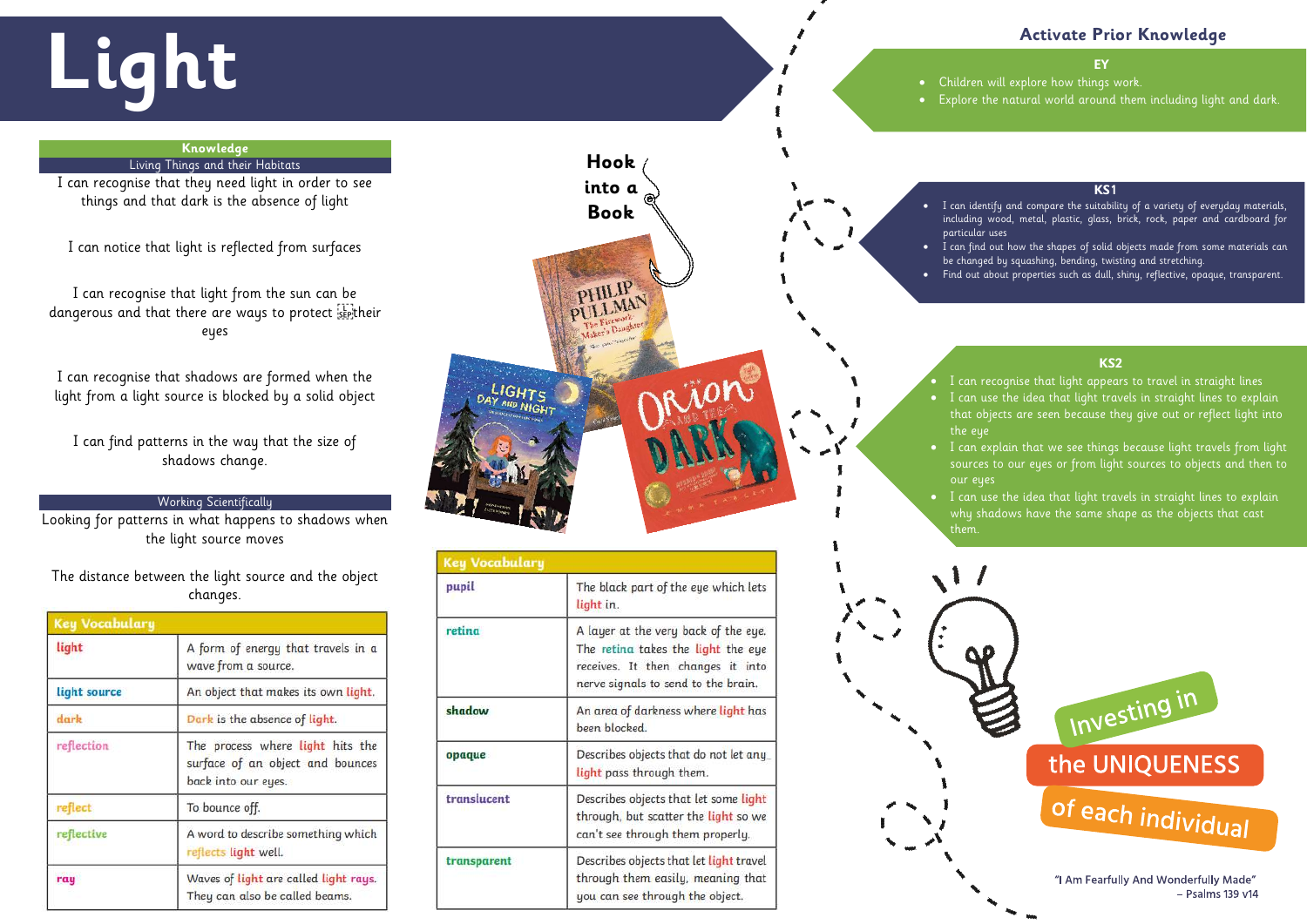# Light

## Knowledge

### Living Things and their Habitats

I can recognise that they need light in order to see things and that dark is the absence of light

I can notice that light is reflected from surfaces

I can recognise that light from the sun can be dangerous and that there are ways to protect their eyes

I can recognise that shadows are formed when the light from a light source is blocked by a solid object

I can find patterns in the way that the size of shadows change.

### Working Scientifically

Looking for patterns in what happens to shadows when the light source moves

The distance between the light source and the object changes.

| Key Vocabulary | |
|---|---|
| light | A form of energy that travels in a wave from a source. |
| light source | An object that makes its own light. |
| dark | Dark is the absence of light. |
| reflection | The process where light hits the surface of an object and bounces back into our eyes. |
| reflect | To bounce off. |
| reflective | A word to describe something which reflects light well. |
| ray | Waves of light are called light rays. They can also be called beams. |

## Hook into a Book

| Key Vocabulary | |
|---|---|
| pupil | The black part of the eye which lets light in. |
| retina | A layer at the very back of the eye. The retina takes the light the eye receives. It then changes it into nerve signals to send to the brain. |
| shadow | An area of darkness where light has been blocked. |
| opaque | Describes objects that do not let any light pass through them. |
| translucent | Describes objects that let some light through, but scatter the light so we can't see through them properly. |
| transparent | Describes objects that let light travel through them easily, meaning that you can see through the object. |

## Activate Prior Knowledge

### EY

- Children will explore how things work.
- Explore the natural world around them including light and dark.

### KS1

- I can identify and compare the suitability of a variety of everyday materials, including wood, metal, plastic, glass, brick, rock, paper and cardboard for particular uses
- I can find out how the shapes of solid objects made from some materials can be changed by squashing, bending, twisting and stretching.
- Find out about properties such as dull, shiny, reflective, opaque, transparent.

### KS2

- I can recognise that light appears to travel in straight lines
- I can use the idea that light travels in straight lines to explain that objects are seen because they give out or reflect light into the eye
- I can explain that we see things because light travels from light sources to our eyes or from light sources to objects and then to our eyes
- I can use the idea that light travels in straight lines to explain why shadows have the same shape as the objects that cast them.

Investing in the UNIQUENESS of each individual

"I Am Fearfully And Wonderfully Made" – Psalms 139 v14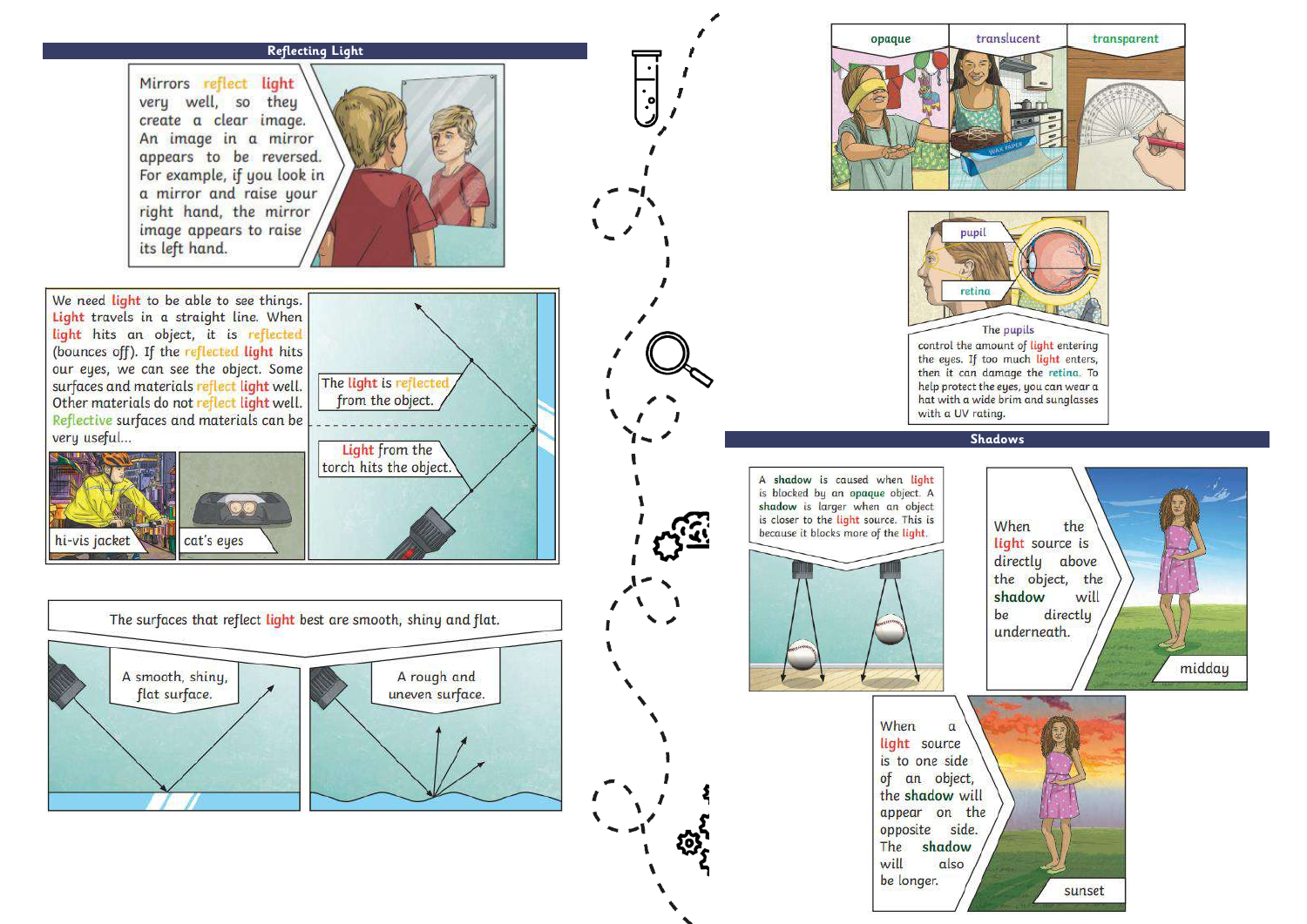## Reflecting Light

Mirrors reflect light very well, so they create a clear image. An image in a mirror appears to be reversed. For example, if you look in a mirror and raise your right hand, the mirror image appears to raise its left hand.

We need light to be able to see things. Light travels in a straight line. When light hits an object, it is reflected (bounces off). If the reflected light hits our eyes, we can see the object. Some surfaces and materials reflect light well. Other materials do not reflect light well. Reflective surfaces and materials can be very useful...

hi-vis jacket

cat's eyes

The light is reflected from the object.

Light from the torch hits the object.

The surfaces that reflect light best are smooth, shiny and flat.

A smooth, shiny, flat surface.

A rough and uneven surface.

opaque

translucent

transparent

pupil

retina

The pupils control the amount of light entering the eyes. If too much light enters, then it can damage the retina. To help protect the eyes, you can wear a hat with a wide brim and sunglasses with a UV rating.

## Shadows

A shadow is caused when light is blocked by an opaque object. A shadow is larger when an object is closer to the light source. This is because it blocks more of the light.

When the light source is directly above the object, the shadow will be directly underneath.

midday

When a light source is to one side of an object, the shadow will appear on the opposite side. The shadow will also be longer.

sunset